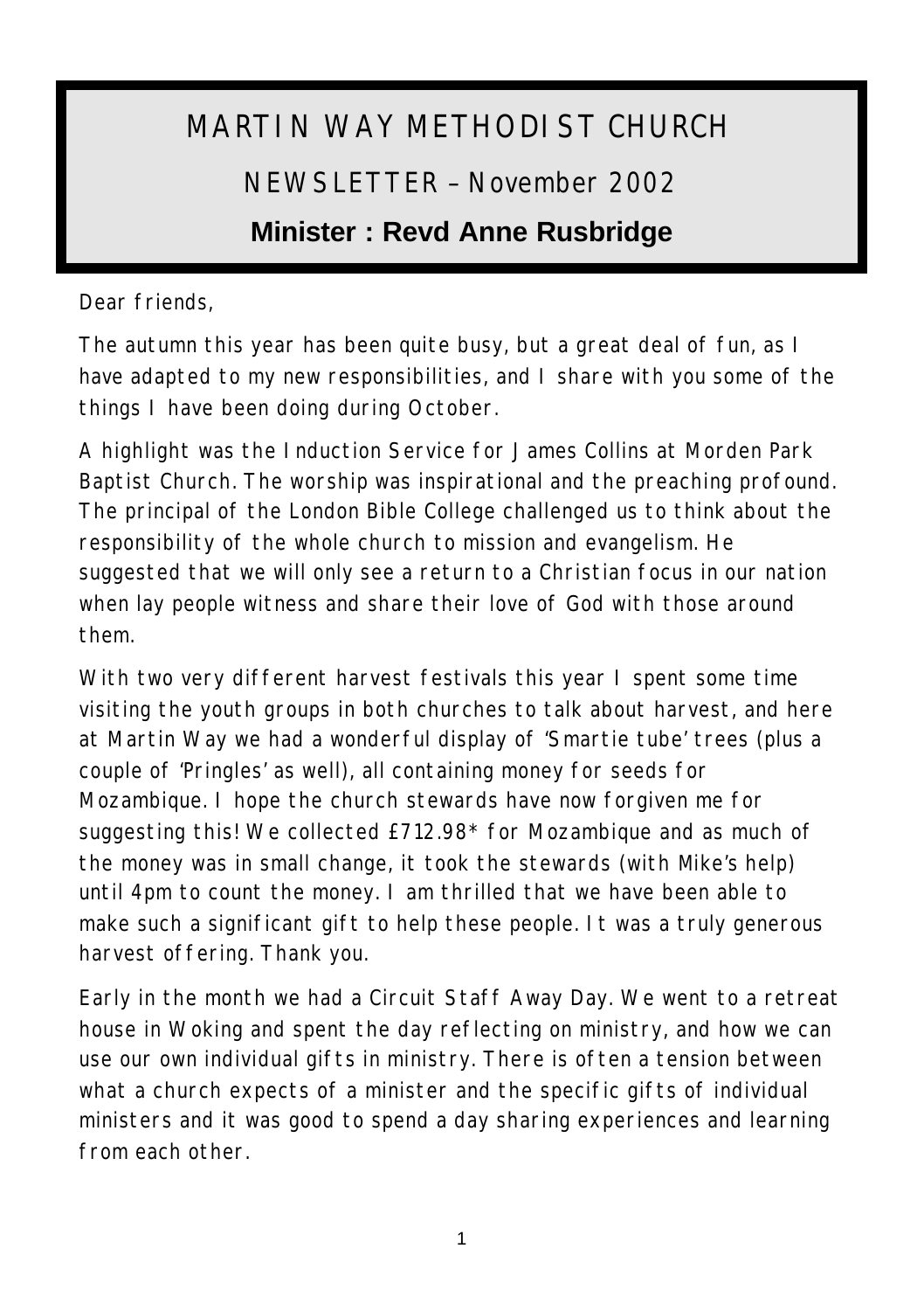# MARTIN WAY METHODIST CHURCH

## NEWSLETTER – November 2002

## **Minister : Revd Anne Rusbridge**

Dear friends,

The autumn this year has been quite busy, but a great deal of fun, as I have adapted to my new responsibilities, and I share with you some of the things I have been doing during October.

A highlight was the Induction Service for James Collins at Morden Park Baptist Church. The worship was inspirational and the preaching profound. The principal of the London Bible College challenged us to think about the responsibility of the whole church to mission and evangelism. He suggested that we will only see a return to a Christian focus in our nation when lay people witness and share their love of God with those around them.

With two very different harvest festivals this year I spent some time visiting the youth groups in both churches to talk about harvest, and here at Martin Way we had a wonderful display of 'Smartie tube' trees (plus a couple of 'Pringles' as well), all containing money for seeds for Mozambique. I hope the church stewards have now forgiven me for suggesting this! We collected £712.98* for Mozambique and as much of the money was in small change, it took the stewards (with Mike's help) until 4pm to count the money. I am thrilled that we have been able to make such a significant gift to help these people. It was a truly generous harvest offering. Thank you.

Early in the month we had a Circuit Staff Away Day. We went to a retreat house in Woking and spent the day reflecting on ministry, and how we can use our own individual gifts in ministry. There is often a tension between what a church expects of a minister and the specific gifts of individual ministers and it was good to spend a day sharing experiences and learning from each other.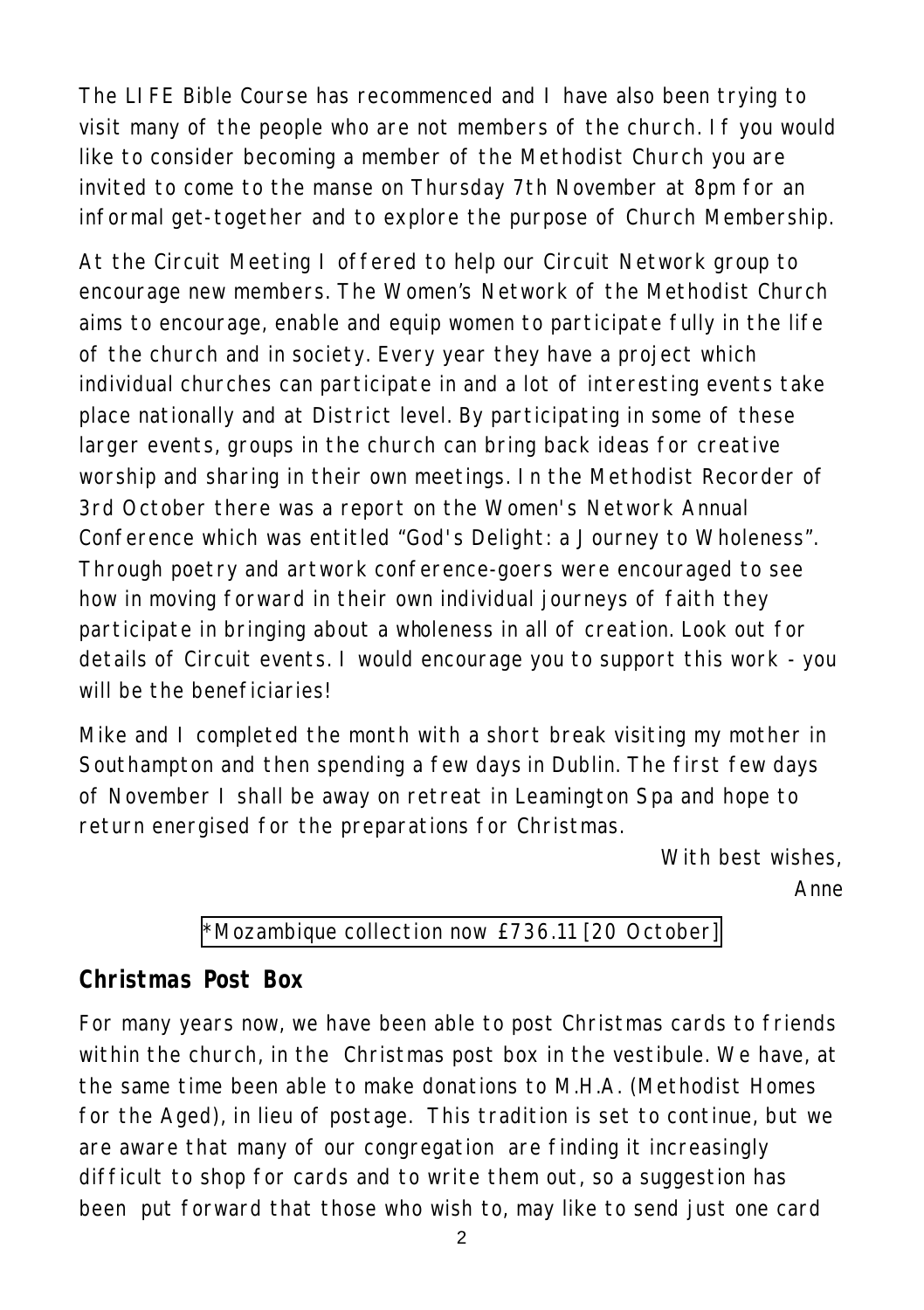The LIFE Bible Course has recommenced and I have also been trying to visit many of the people who are not members of the church. If you would like to consider becoming a member of the Methodist Church you are invited to come to the manse on Thursday 7th November at 8pm for an informal get-together and to explore the purpose of Church Membership.

At the Circuit Meeting I offered to help our Circuit Network group to encourage new members. The Women's Network of the Methodist Church aims to encourage, enable and equip women to participate fully in the life of the church and in society. Every year they have a project which individual churches can participate in and a lot of interesting events take place nationally and at District level. By participating in some of these larger events, groups in the church can bring back ideas for creative worship and sharing in their own meetings. In the Methodist Recorder of 3rd October there was a report on the Women's Network Annual Conference which was entitled "God's Delight: a Journey to Wholeness". Through poetry and artwork conference-goers were encouraged to see how in moving forward in their own individual journeys of faith they participate in bringing about a wholeness in all of creation. Look out for details of Circuit events. I would encourage you to support this work - you will be the beneficiaries!

Mike and I completed the month with a short break visiting my mother in Southampton and then spending a few days in Dublin. The first few days of November I shall be away on retreat in Leamington Spa and hope to return energised for the preparations for Christmas.

With best wishes,
Anne

*Mozambique collection now £736.11 [20 October]

## Christmas Post Box

For many years now, we have been able to post Christmas cards to friends within the church, in the Christmas post box in the vestibule. We have, at the same time been able to make donations to M.H.A. (Methodist Homes for the Aged), in lieu of postage. This tradition is set to continue, but we are aware that many of our congregation are finding it increasingly difficult to shop for cards and to write them out, so a suggestion has been put forward that those who wish to, may like to send just one card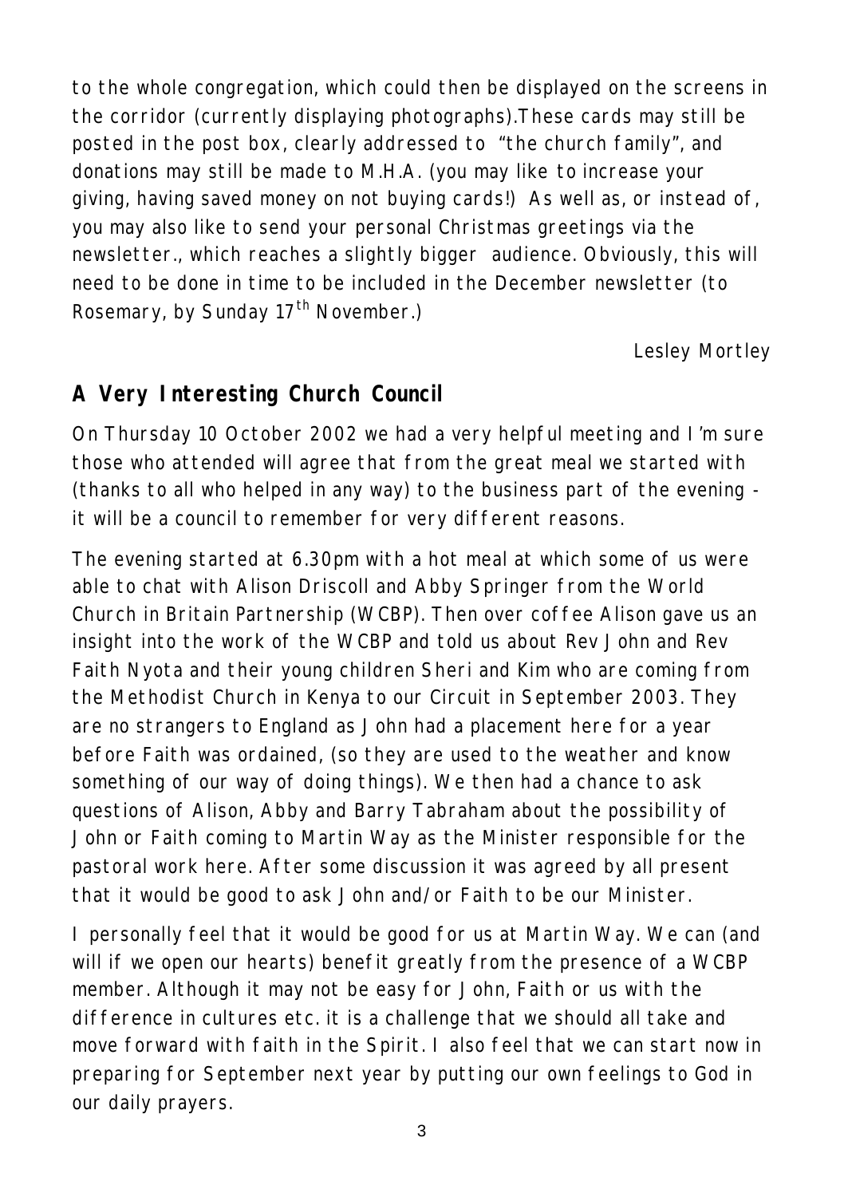to the whole congregation, which could then be displayed on the screens in the corridor (currently displaying photographs).These cards may still be posted in the post box, clearly addressed to "the church family", and donations may still be made to M.H.A. (you may like to increase your giving, having saved money on not buying cards!) As well as, or instead of, you may also like to send your personal Christmas greetings via the newsletter., which reaches a slightly bigger audience. Obviously, this will need to be done in time to be included in the December newsletter (to Rosemary, by Sunday 17th November.)

Lesley Mortley

## A Very Interesting Church Council

On Thursday 10 October 2002 we had a very helpful meeting and I'm sure those who attended will agree that from the great meal we started with (thanks to all who helped in any way) to the business part of the evening - it will be a council to remember for very different reasons.

The evening started at 6.30pm with a hot meal at which some of us were able to chat with Alison Driscoll and Abby Springer from the World Church in Britain Partnership (WCBP). Then over coffee Alison gave us an insight into the work of the WCBP and told us about Rev John and Rev Faith Nyota and their young children Sheri and Kim who are coming from the Methodist Church in Kenya to our Circuit in September 2003. They are no strangers to England as John had a placement here for a year before Faith was ordained, (so they are used to the weather and know something of our way of doing things). We then had a chance to ask questions of Alison, Abby and Barry Tabraham about the possibility of John or Faith coming to Martin Way as the Minister responsible for the pastoral work here. After some discussion it was agreed by all present that it would be good to ask John and/or Faith to be our Minister.

I personally feel that it would be good for us at Martin Way. We can (and will if we open our hearts) benefit greatly from the presence of a WCBP member. Although it may not be easy for John, Faith or us with the difference in cultures etc. it is a challenge that we should all take and move forward with faith in the Spirit. I also feel that we can start now in preparing for September next year by putting our own feelings to God in our daily prayers.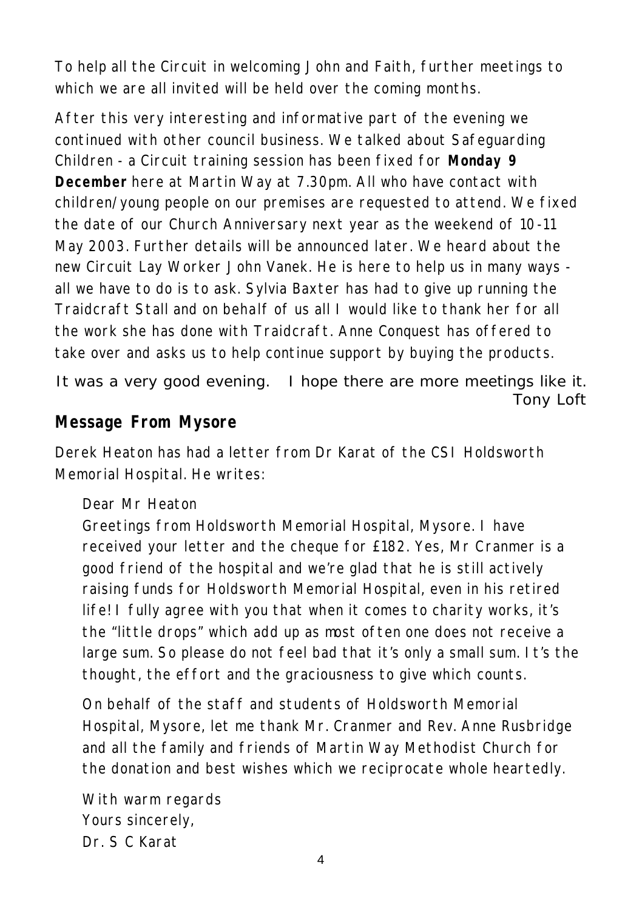To help all the Circuit in welcoming John and Faith, further meetings to which we are all invited will be held over the coming months.

After this very interesting and informative part of the evening we continued with other council business. We talked about Safeguarding Children - a Circuit training session has been fixed for **Monday 9 December** here at Martin Way at 7.30pm. All who have contact with children/young people on our premises are requested to attend. We fixed the date of our Church Anniversary next year as the weekend of 10-11 May 2003. Further details will be announced later. We heard about the new Circuit Lay Worker John Vanek. He is here to help us in many ways - all we have to do is to ask. Sylvia Baxter has had to give up running the Traidcraft Stall and on behalf of us all I would like to thank her for all the work she has done with Traidcraft. Anne Conquest has offered to take over and asks us to help continue support by buying the products.

It was a very good evening. I hope there are more meetings like it.

Tony Loft

## Message From Mysore

Derek Heaton has had a letter from Dr Karat of the CSI Holdsworth Memorial Hospital. He writes:

> Dear Mr Heaton
>
> Greetings from Holdsworth Memorial Hospital, Mysore. I have received your letter and the cheque for £182. Yes, Mr Cranmer is a good friend of the hospital and we're glad that he is still actively raising funds for Holdsworth Memorial Hospital, even in his retired life! I fully agree with you that when it comes to charity works, it's the "little drops" which add up as most often one does not receive a large sum. So please do not feel bad that it's only a small sum. It's the thought, the effort and the graciousness to give which counts.
>
> On behalf of the staff and students of Holdsworth Memorial Hospital, Mysore, let me thank Mr. Cranmer and Rev. Anne Rusbridge and all the family and friends of Martin Way Methodist Church for the donation and best wishes which we reciprocate whole heartedly.
>
> With warm regards
> Yours sincerely,
> Dr. S C Karat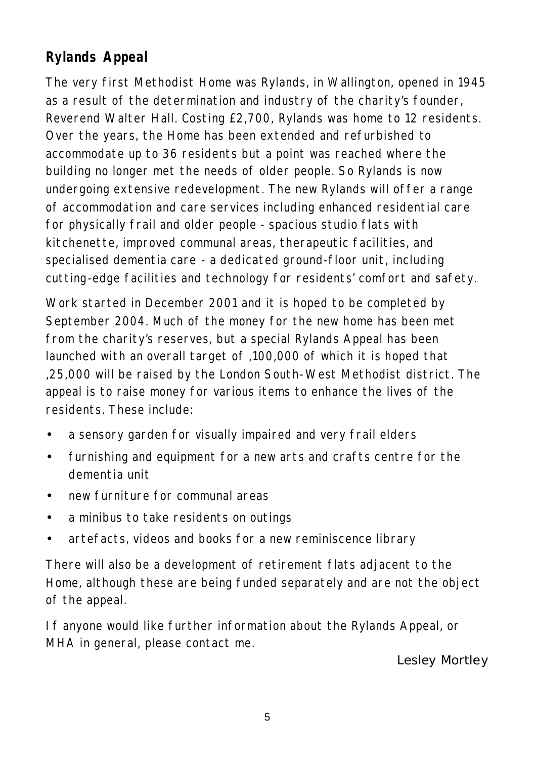## Rylands Appeal

The very first Methodist Home was Rylands, in Wallington, opened in 1945 as a result of the determination and industry of the charity's founder, Reverend Walter Hall. Costing £2,700, Rylands was home to 12 residents. Over the years, the Home has been extended and refurbished to accommodate up to 36 residents but a point was reached where the building no longer met the needs of older people. So Rylands is now undergoing extensive redevelopment. The new Rylands will offer a range of accommodation and care services including enhanced residential care for physically frail and older people - spacious studio flats with kitchenette, improved communal areas, therapeutic facilities, and specialised dementia care - a dedicated ground-floor unit, including cutting-edge facilities and technology for residents' comfort and safety.

Work started in December 2001 and it is hoped to be completed by September 2004. Much of the money for the new home has been met from the charity's reserves, but a special Rylands Appeal has been launched with an overall target of ,100,000 of which it is hoped that ,25,000 will be raised by the London South-West Methodist district. The appeal is to raise money for various items to enhance the lives of the residents. These include:

- a sensory garden for visually impaired and very frail elders
- furnishing and equipment for a new arts and crafts centre for the dementia unit
- new furniture for communal areas
- a minibus to take residents on outings
- artefacts, videos and books for a new reminiscence library

There will also be a development of retirement flats adjacent to the Home, although these are being funded separately and are not the object of the appeal.

If anyone would like further information about the Rylands Appeal, or MHA in general, please contact me.

Lesley Mortley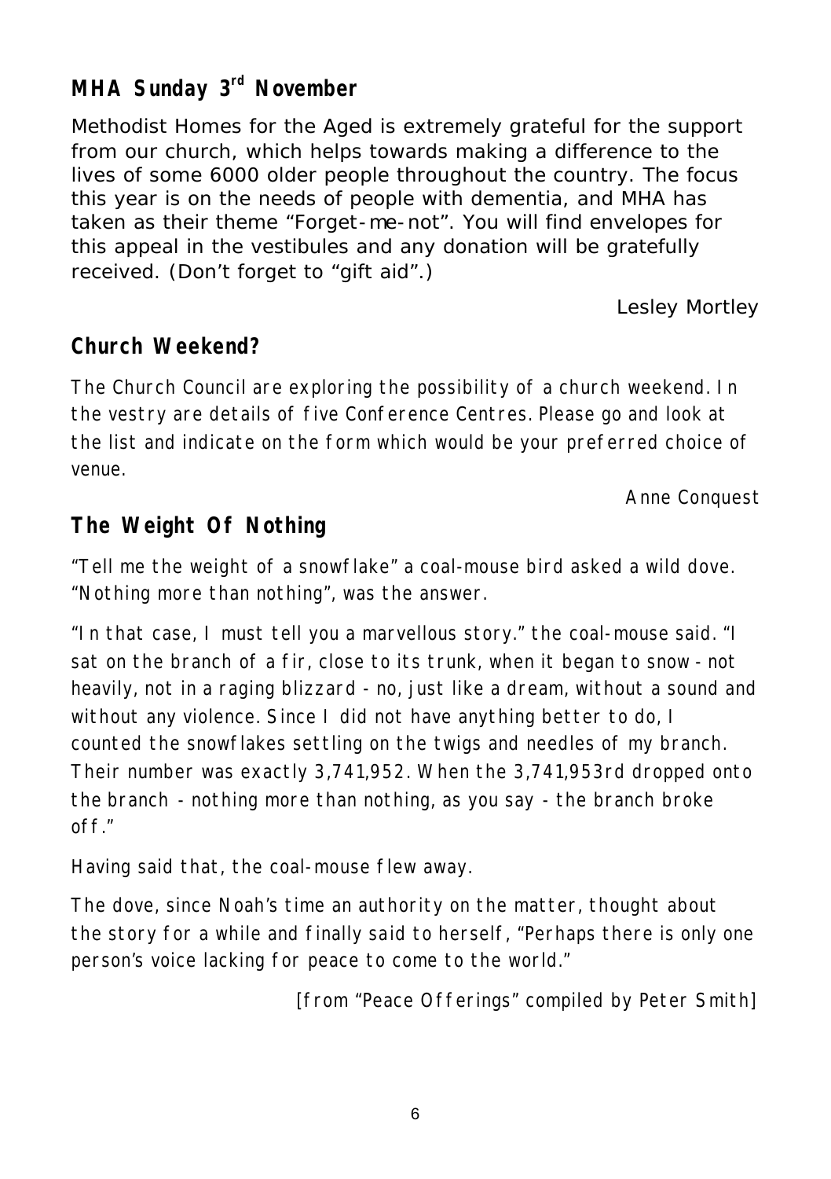## MHA Sunday 3rd November

Methodist Homes for the Aged is extremely grateful for the support from our church, which helps towards making a difference to the lives of some 6000 older people throughout the country. The focus this year is on the needs of people with dementia, and MHA has taken as their theme "Forget-me-not". You will find envelopes for this appeal in the vestibules and any donation will be gratefully received. (Don't forget to "gift aid".)

Lesley Mortley

## Church Weekend?

The Church Council are exploring the possibility of a church weekend. In the vestry are details of five Conference Centres. Please go and look at the list and indicate on the form which would be your preferred choice of venue.

*Anne Conquest*

## The Weight Of Nothing

"Tell me the weight of a snowflake" a coal-mouse bird asked a wild dove. "Nothing more than nothing", was the answer.

"In that case, I must tell you a marvellous story." the coal-mouse said. "I sat on the branch of a fir, close to its trunk, when it began to snow - not heavily, not in a raging blizzard - no, just like a dream, without a sound and without any violence. Since I did not have anything better to do, I counted the snowflakes settling on the twigs and needles of my branch. Their number was exactly 3,741,952. When the 3,741,953rd dropped onto the branch - nothing more than nothing, as you say - the branch broke off."

Having said that, the coal-mouse flew away.

The dove, since Noah's time an authority on the matter, thought about the story for a while and finally said to herself, "Perhaps there is only one person's voice lacking for peace to come to the world."

*[from "Peace Offerings" compiled by Peter Smith]*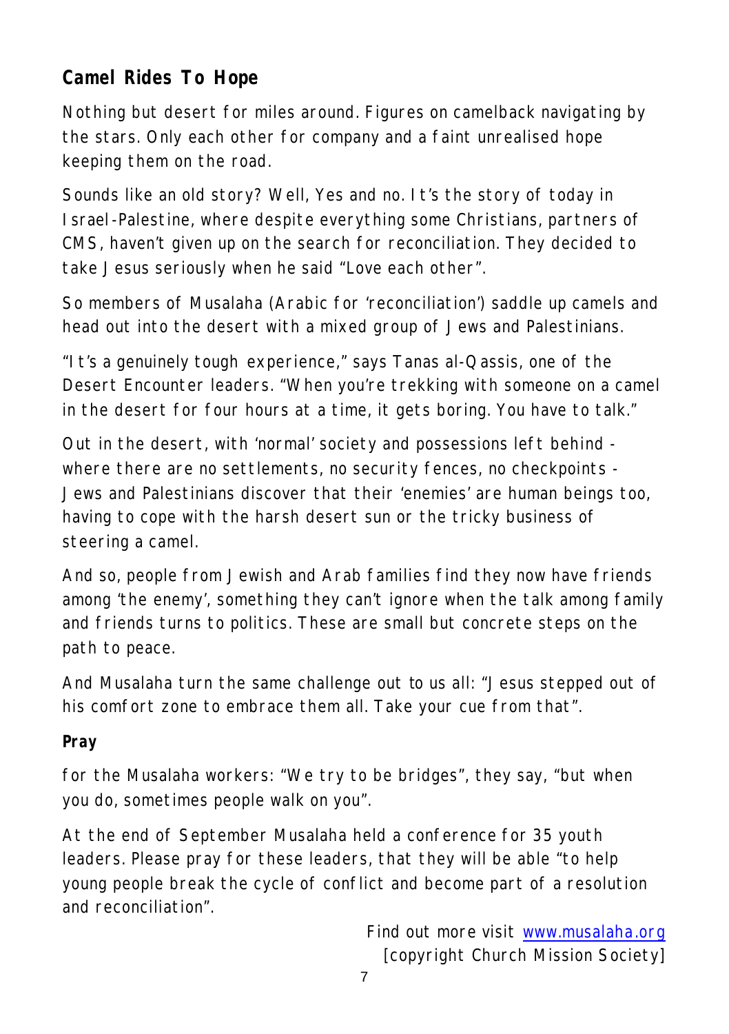## Camel Rides To Hope

Nothing but desert for miles around. Figures on camelback navigating by the stars. Only each other for company and a faint unrealised hope keeping them on the road.

Sounds like an old story? Well, Yes and no. It's the story of today in Israel-Palestine, where despite everything some Christians, partners of CMS, haven't given up on the search for reconciliation. They decided to take Jesus seriously when he said "Love each other".

So members of Musalaha (Arabic for 'reconciliation') saddle up camels and head out into the desert with a mixed group of Jews and Palestinians.

"It's a genuinely tough experience," says Tanas al-Qassis, one of the Desert Encounter leaders. "When you're trekking with someone on a camel in the desert for four hours at a time, it gets boring. You have to talk."

Out in the desert, with 'normal' society and possessions left behind - where there are no settlements, no security fences, no checkpoints - Jews and Palestinians discover that their 'enemies' are human beings too, having to cope with the harsh desert sun or the tricky business of steering a camel.

And so, people from Jewish and Arab families find they now have friends among 'the enemy', something they can't ignore when the talk among family and friends turns to politics. These are small but concrete steps on the path to peace.

And Musalaha turn the same challenge out to us all: "Jesus stepped out of his comfort zone to embrace them all. Take your cue from that".

**Pray**

for the Musalaha workers: "We try to be bridges", they say, "but when you do, sometimes people walk on you".

At the end of September Musalaha held a conference for 35 youth leaders. Please pray for these leaders, that they will be able "to help young people break the cycle of conflict and become part of a resolution and reconciliation".

Find out more visit [www.musalaha.org](http://www.musalaha.org)
[copyright Church Mission Society]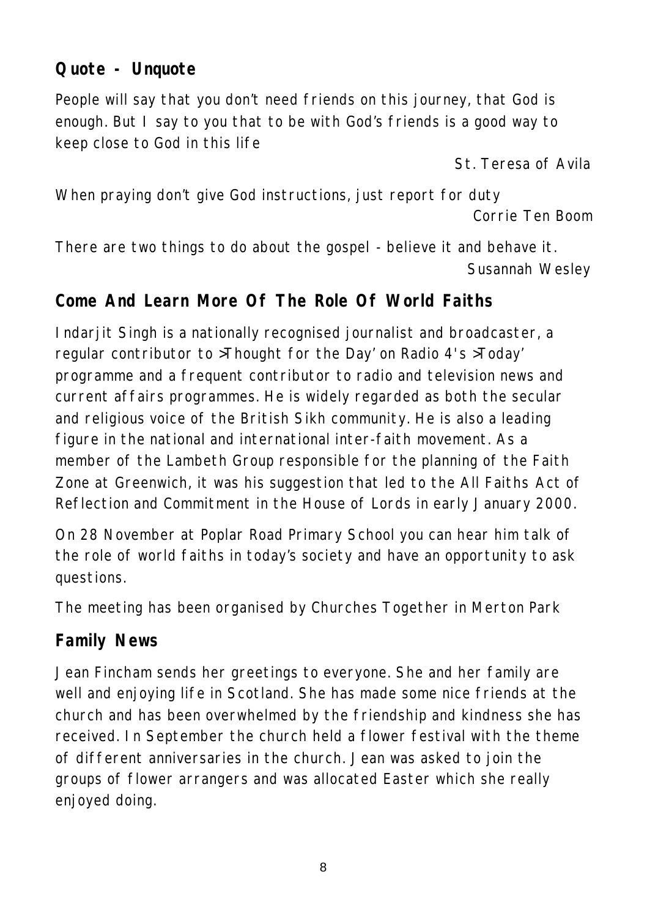## Quote - Unquote

People will say that you don't need friends on this journey, that God is enough. But I say to you that to be with God's friends is a good way to keep close to God in this life

St. Teresa of Avila

When praying don't give God instructions, just report for duty

Corrie Ten Boom

There are two things to do about the gospel - believe it and behave it.

Susannah Wesley

## Come And Learn More Of The Role Of World Faiths

Indarjit Singh is a nationally recognised journalist and broadcaster, a regular contributor to >Thought for the Day' on Radio 4's >Today' programme and a frequent contributor to radio and television news and current affairs programmes. He is widely regarded as both the secular and religious voice of the British Sikh community. He is also a leading figure in the national and international inter-faith movement. As a member of the Lambeth Group responsible for the planning of the Faith Zone at Greenwich, it was his suggestion that led to the All Faiths Act of Reflection and Commitment in the House of Lords in early January 2000.

On 28 November at Poplar Road Primary School you can hear him talk of the role of world faiths in today's society and have an opportunity to ask questions.

The meeting has been organised by Churches Together in Merton Park

## Family News

Jean Fincham sends her greetings to everyone. She and her family are well and enjoying life in Scotland. She has made some nice friends at the church and has been overwhelmed by the friendship and kindness she has received. In September the church held a flower festival with the theme of different anniversaries in the church. Jean was asked to join the groups of flower arrangers and was allocated Easter which she really enjoyed doing.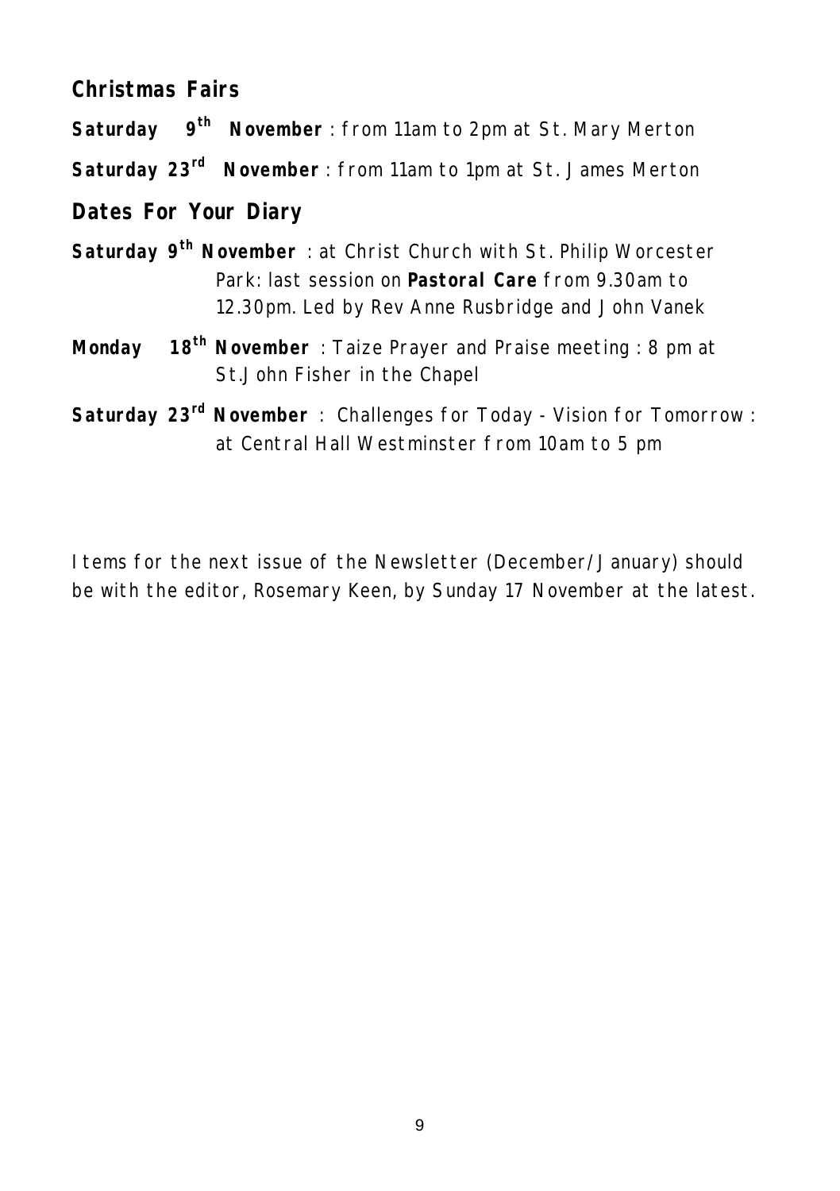## Christmas Fairs

**Saturday 9th November** : from 11am to 2pm at St. Mary Merton

**Saturday 23rd November** : from 11am to 1pm at St. James Merton

## Dates For Your Diary

**Saturday 9th November** : at Christ Church with St. Philip Worcester Park: last session on **Pastoral Care** from 9.30am to 12.30pm. Led by Rev Anne Rusbridge and John Vanek

**Monday 18th November** : Taize Prayer and Praise meeting : 8 pm at St.John Fisher in the Chapel

**Saturday 23rd November** : Challenges for Today - Vision for Tomorrow : at Central Hall Westminster from 10am to 5 pm

Items for the next issue of the Newsletter (December/January) should be with the editor, Rosemary Keen, by Sunday 17 November at the latest.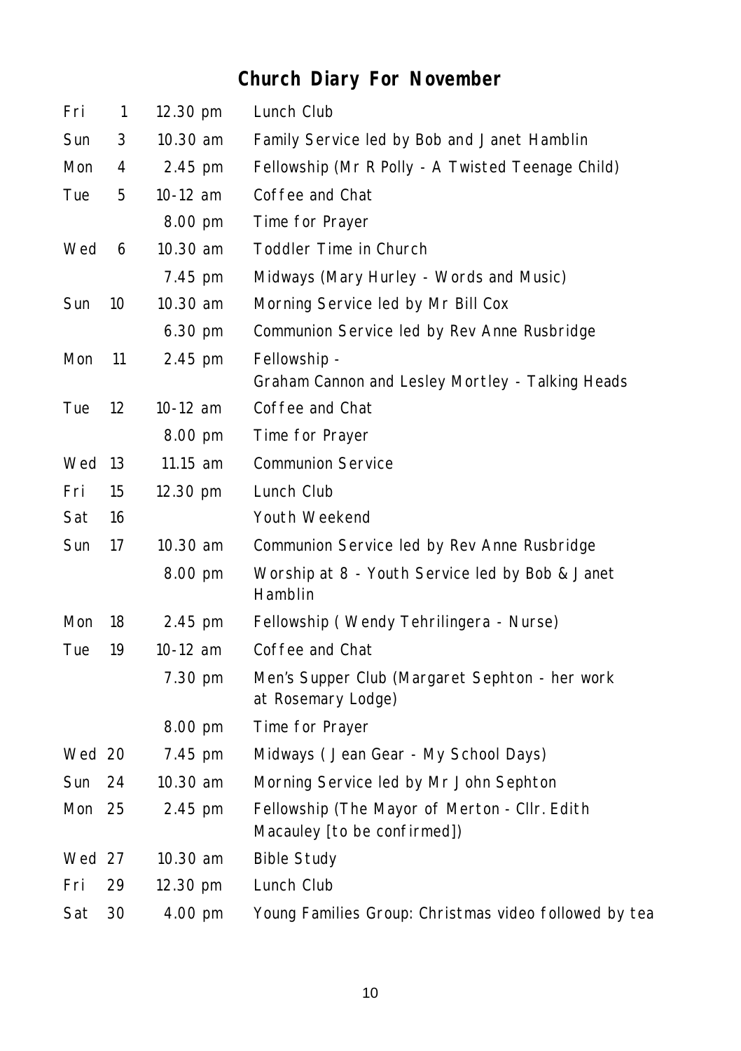# Church Diary For November

| | | | |
|---|---|---|---|
| Fri | 1 | 12.30 pm | Lunch Club |
| Sun | 3 | 10.30 am | Family Service led by Bob and Janet Hamblin |
| Mon | 4 | 2.45 pm | Fellowship (Mr R Polly - A Twisted Teenage Child) |
| Tue | 5 | 10-12 am | Coffee and Chat |
| | | 8.00 pm | Time for Prayer |
| Wed | 6 | 10.30 am | Toddler Time in Church |
| | | 7.45 pm | Midways (Mary Hurley - Words and Music) |
| Sun | 10 | 10.30 am | Morning Service led by Mr Bill Cox |
| | | 6.30 pm | Communion Service led by Rev Anne Rusbridge |
| Mon | 11 | 2.45 pm | Fellowship - Graham Cannon and Lesley Mortley - Talking Heads |
| Tue | 12 | 10-12 am | Coffee and Chat |
| | | 8.00 pm | Time for Prayer |
| Wed | 13 | 11.15 am | Communion Service |
| Fri | 15 | 12.30 pm | Lunch Club |
| Sat | 16 | | Youth Weekend |
| Sun | 17 | 10.30 am | Communion Service led by Rev Anne Rusbridge |
| | | 8.00 pm | Worship at 8 - Youth Service led by Bob & Janet Hamblin |
| Mon | 18 | 2.45 pm | Fellowship ( Wendy Tehrilingera - Nurse) |
| Tue | 19 | 10-12 am | Coffee and Chat |
| | | 7.30 pm | Men's Supper Club (Margaret Sephton - her work at Rosemary Lodge) |
| | | 8.00 pm | Time for Prayer |
| Wed | 20 | 7.45 pm | Midways ( Jean Gear - My School Days) |
| Sun | 24 | 10.30 am | Morning Service led by Mr John Sephton |
| Mon | 25 | 2.45 pm | Fellowship (The Mayor of Merton - Cllr. Edith Macauley [to be confirmed]) |
| Wed | 27 | 10.30 am | Bible Study |
| Fri | 29 | 12.30 pm | Lunch Club |
| Sat | 30 | 4.00 pm | Young Families Group: Christmas video followed by tea |